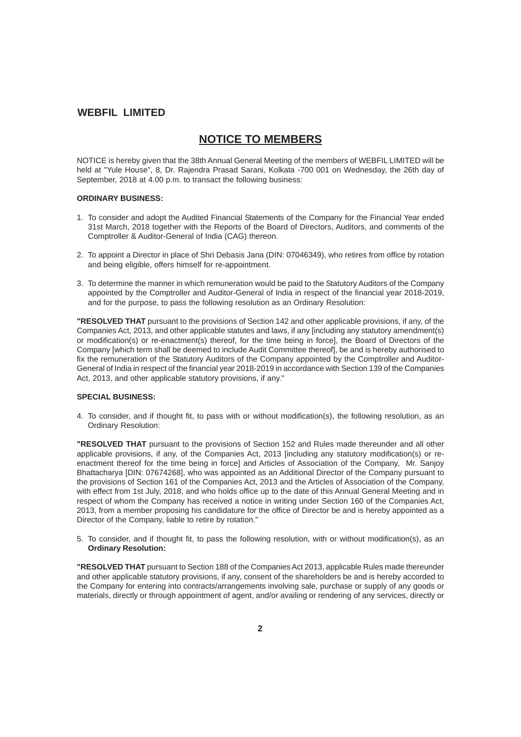**WEBFIL LIMITED**

# NOTICE TO MEMBERS

NOTICE is hereby given that the 38th Annual General Meeting of the members of WEBFIL LIMITED will be held at "Yule House", 8, Dr. Rajendra Prasad Sarani, Kolkata -700 001 on Wednesday, the 26th day of September, 2018 at 4.00 p.m. to transact the following business:

**ORDINARY BUSINESS:**

1. To consider and adopt the Audited Financial Statements of the Company for the Financial Year ended 31st March, 2018 together with the Reports of the Board of Directors, Auditors, and comments of the Comptroller & Auditor-General of India (CAG) thereon.

2. To appoint a Director in place of Shri Debasis Jana (DIN: 07046349), who retires from office by rotation and being eligible, offers himself for re-appointment.

3. To determine the manner in which remuneration would be paid to the Statutory Auditors of the Company appointed by the Comptroller and Auditor-General of India in respect of the financial year 2018-2019, and for the purpose, to pass the following resolution as an Ordinary Resolution:

**"RESOLVED THAT** pursuant to the provisions of Section 142 and other applicable provisions, if any, of the Companies Act, 2013, and other applicable statutes and laws, if any [including any statutory amendment(s) or modification(s) or re-enactment(s) thereof, for the time being in force], the Board of Directors of the Company [which term shall be deemed to include Audit Committee thereof], be and is hereby authorised to fix the remuneration of the Statutory Auditors of the Company appointed by the Comptroller and Auditor-General of India in respect of the financial year 2018-2019 in accordance with Section 139 of the Companies Act, 2013, and other applicable statutory provisions, if any."

**SPECIAL BUSINESS:**

4. To consider, and if thought fit, to pass with or without modification(s), the following resolution, as an Ordinary Resolution:

**"RESOLVED THAT** pursuant to the provisions of Section 152 and Rules made thereunder and all other applicable provisions, if any, of the Companies Act, 2013 [including any statutory modification(s) or re-enactment thereof for the time being in force] and Articles of Association of the Company, Mr. Sanjoy Bhattacharya [DIN: 07674268], who was appointed as an Additional Director of the Company pursuant to the provisions of Section 161 of the Companies Act, 2013 and the Articles of Association of the Company, with effect from 1st July, 2018, and who holds office up to the date of this Annual General Meeting and in respect of whom the Company has received a notice in writing under Section 160 of the Companies Act, 2013, from a member proposing his candidature for the office of Director be and is hereby appointed as a Director of the Company, liable to retire by rotation."

5. To consider, and if thought fit, to pass the following resolution, with or without modification(s), as an **Ordinary Resolution:**

**"RESOLVED THAT** pursuant to Section 188 of the Companies Act 2013, applicable Rules made thereunder and other applicable statutory provisions, if any, consent of the shareholders be and is hereby accorded to the Company for entering into contracts/arrangements involving sale, purchase or supply of any goods or materials, directly or through appointment of agent, and/or availing or rendering of any services, directly or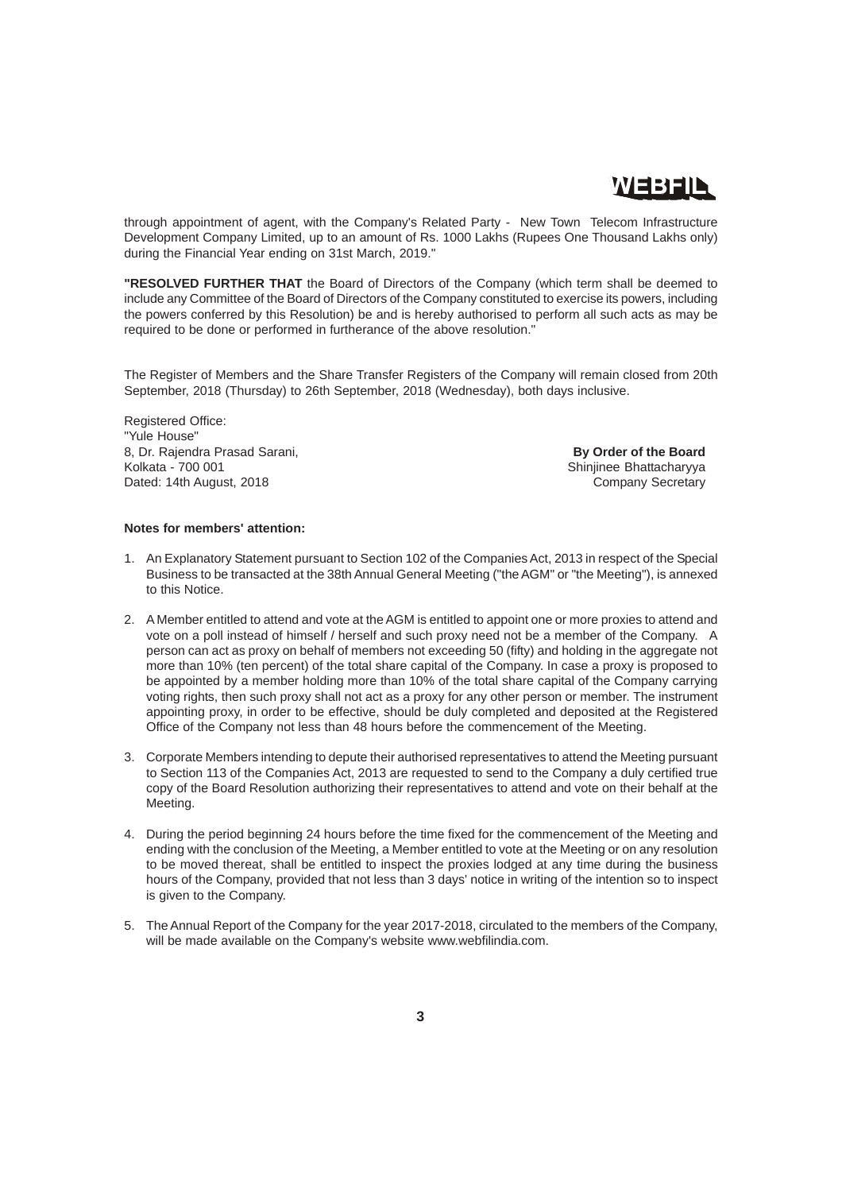through appointment of agent, with the Company's Related Party - New Town Telecom Infrastructure Development Company Limited, up to an amount of Rs. 1000 Lakhs (Rupees One Thousand Lakhs only) during the Financial Year ending on 31st March, 2019."

**"RESOLVED FURTHER THAT** the Board of Directors of the Company (which term shall be deemed to include any Committee of the Board of Directors of the Company constituted to exercise its powers, including the powers conferred by this Resolution) be and is hereby authorised to perform all such acts as may be required to be done or performed in furtherance of the above resolution."

The Register of Members and the Share Transfer Registers of the Company will remain closed from 20th September, 2018 (Thursday) to 26th September, 2018 (Wednesday), both days inclusive.

Registered Office:
"Yule House"
8, Dr. Rajendra Prasad Sarani,
Kolkata - 700 001
Dated: 14th August, 2018

**By Order of the Board**
Shinjinee Bhattacharyya
Company Secretary

**Notes for members' attention:**

1. An Explanatory Statement pursuant to Section 102 of the Companies Act, 2013 in respect of the Special Business to be transacted at the 38th Annual General Meeting ("the AGM" or "the Meeting"), is annexed to this Notice.

2. A Member entitled to attend and vote at the AGM is entitled to appoint one or more proxies to attend and vote on a poll instead of himself / herself and such proxy need not be a member of the Company. A person can act as proxy on behalf of members not exceeding 50 (fifty) and holding in the aggregate not more than 10% (ten percent) of the total share capital of the Company. In case a proxy is proposed to be appointed by a member holding more than 10% of the total share capital of the Company carrying voting rights, then such proxy shall not act as a proxy for any other person or member. The instrument appointing proxy, in order to be effective, should be duly completed and deposited at the Registered Office of the Company not less than 48 hours before the commencement of the Meeting.

3. Corporate Members intending to depute their authorised representatives to attend the Meeting pursuant to Section 113 of the Companies Act, 2013 are requested to send to the Company a duly certified true copy of the Board Resolution authorizing their representatives to attend and vote on their behalf at the Meeting.

4. During the period beginning 24 hours before the time fixed for the commencement of the Meeting and ending with the conclusion of the Meeting, a Member entitled to vote at the Meeting or on any resolution to be moved thereat, shall be entitled to inspect the proxies lodged at any time during the business hours of the Company, provided that not less than 3 days' notice in writing of the intention so to inspect is given to the Company.

5. The Annual Report of the Company for the year 2017-2018, circulated to the members of the Company, will be made available on the Company's website www.webfilindia.com.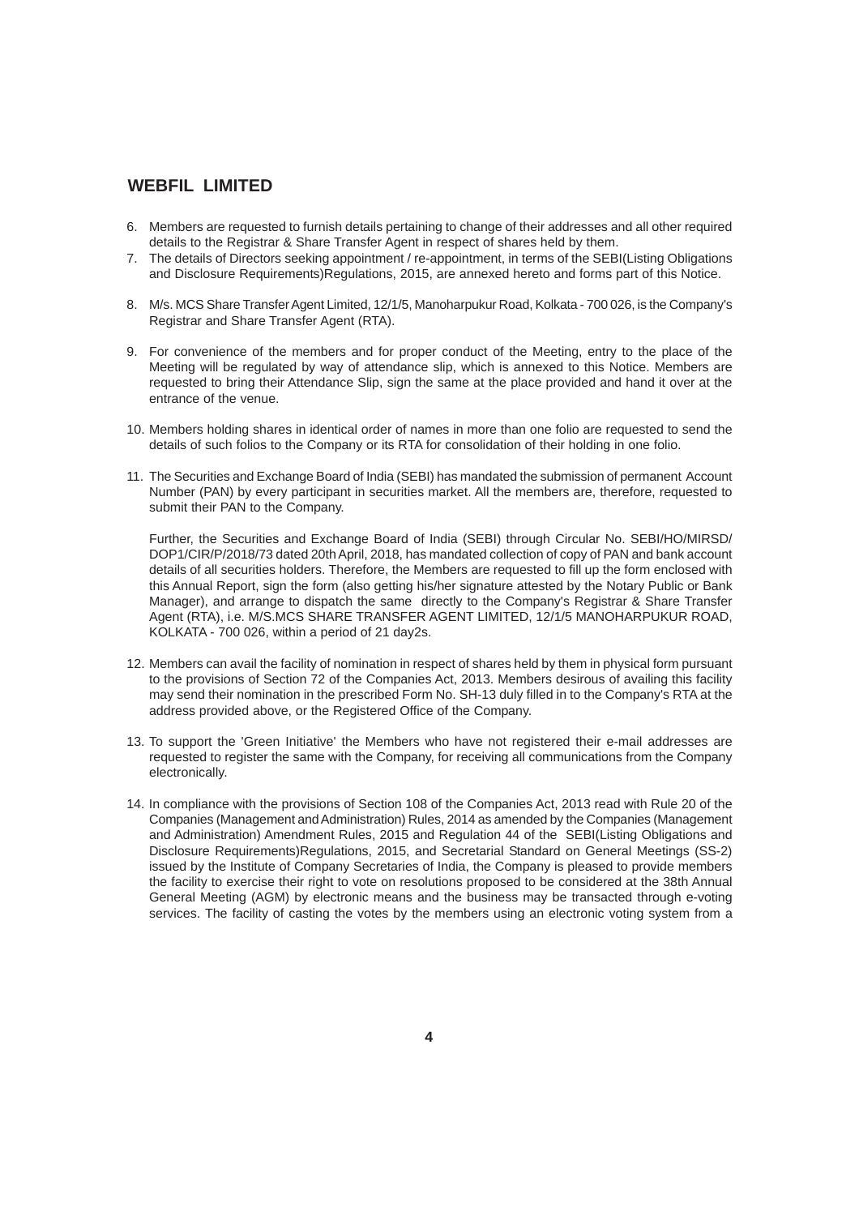6. Members are requested to furnish details pertaining to change of their addresses and all other required details to the Registrar & Share Transfer Agent in respect of shares held by them.
7. The details of Directors seeking appointment / re-appointment, in terms of the SEBI(Listing Obligations and Disclosure Requirements)Regulations, 2015, are annexed hereto and forms part of this Notice.
8. M/s. MCS Share Transfer Agent Limited, 12/1/5, Manoharpukur Road, Kolkata - 700 026, is the Company's Registrar and Share Transfer Agent (RTA).
9. For convenience of the members and for proper conduct of the Meeting, entry to the place of the Meeting will be regulated by way of attendance slip, which is annexed to this Notice. Members are requested to bring their Attendance Slip, sign the same at the place provided and hand it over at the entrance of the venue.
10. Members holding shares in identical order of names in more than one folio are requested to send the details of such folios to the Company or its RTA for consolidation of their holding in one folio.
11. The Securities and Exchange Board of India (SEBI) has mandated the submission of permanent Account Number (PAN) by every participant in securities market. All the members are, therefore, requested to submit their PAN to the Company.

    Further, the Securities and Exchange Board of India (SEBI) through Circular No. SEBI/HO/MIRSD/DOP1/CIR/P/2018/73 dated 20th April, 2018, has mandated collection of copy of PAN and bank account details of all securities holders. Therefore, the Members are requested to fill up the form enclosed with this Annual Report, sign the form (also getting his/her signature attested by the Notary Public or Bank Manager), and arrange to dispatch the same directly to the Company's Registrar & Share Transfer Agent (RTA), i.e. M/S.MCS SHARE TRANSFER AGENT LIMITED, 12/1/5 MANOHARPUKUR ROAD, KOLKATA - 700 026, within a period of 21 day2s.
12. Members can avail the facility of nomination in respect of shares held by them in physical form pursuant to the provisions of Section 72 of the Companies Act, 2013. Members desirous of availing this facility may send their nomination in the prescribed Form No. SH-13 duly filled in to the Company's RTA at the address provided above, or the Registered Office of the Company.
13. To support the 'Green Initiative' the Members who have not registered their e-mail addresses are requested to register the same with the Company, for receiving all communications from the Company electronically.
14. In compliance with the provisions of Section 108 of the Companies Act, 2013 read with Rule 20 of the Companies (Management and Administration) Rules, 2014 as amended by the Companies (Management and Administration) Amendment Rules, 2015 and Regulation 44 of the SEBI(Listing Obligations and Disclosure Requirements)Regulations, 2015, and Secretarial Standard on General Meetings (SS-2) issued by the Institute of Company Secretaries of India, the Company is pleased to provide members the facility to exercise their right to vote on resolutions proposed to be considered at the 38th Annual General Meeting (AGM) by electronic means and the business may be transacted through e-voting services. The facility of casting the votes by the members using an electronic voting system from a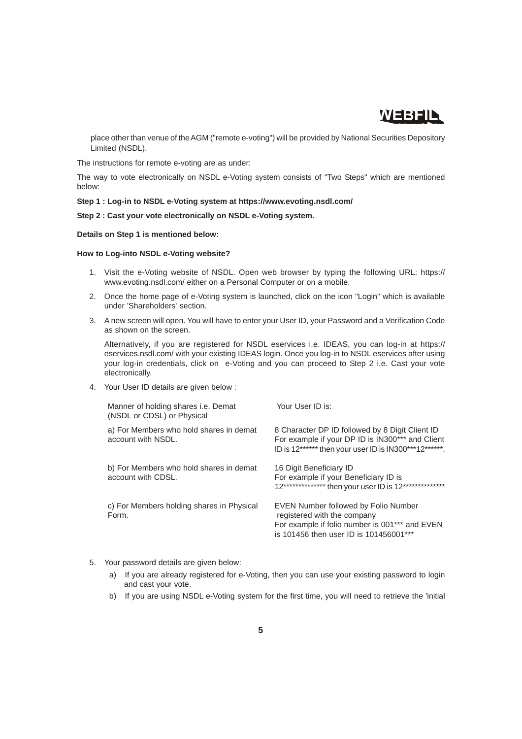place other than venue of the AGM ("remote e-voting") will be provided by National Securities Depository Limited (NSDL).

The instructions for remote e-voting are as under:

The way to vote electronically on NSDL e-Voting system consists of "Two Steps" which are mentioned below:

**Step 1 : Log-in to NSDL e-Voting system at https://www.evoting.nsdl.com/**

**Step 2 : Cast your vote electronically on NSDL e-Voting system.**

**Details on Step 1 is mentioned below:**

**How to Log-into NSDL e-Voting website?**

1. Visit the e-Voting website of NSDL. Open web browser by typing the following URL: https://www.evoting.nsdl.com/ either on a Personal Computer or on a mobile.
2. Once the home page of e-Voting system is launched, click on the icon "Login" which is available under 'Shareholders' section.
3. A new screen will open. You will have to enter your User ID, your Password and a Verification Code as shown on the screen.

   Alternatively, if you are registered for NSDL eservices i.e. IDEAS, you can log-in at https://eservices.nsdl.com/ with your existing IDEAS login. Once you log-in to NSDL eservices after using your log-in credentials, click on e-Voting and you can proceed to Step 2 i.e. Cast your vote electronically.
4. Your User ID details are given below :

| Manner of holding shares i.e. Demat (NSDL or CDSL) or Physical | Your User ID is: |
|---|---|
| a) For Members who hold shares in demat account with NSDL. | 8 Character DP ID followed by 8 Digit Client ID For example if your DP ID is IN300*** and Client ID is 12****** then your user ID is IN300***12******. |
| b) For Members who hold shares in demat account with CDSL. | 16 Digit Beneficiary ID For example if your Beneficiary ID is 12************** then your user ID is 12************** |
| c) For Members holding shares in Physical Form. | EVEN Number followed by Folio Number registered with the company For example if folio number is 001*** and EVEN is 101456 then user ID is 101456001*** |

5. Your password details are given below:
   a) If you are already registered for e-Voting, then you can use your existing password to login and cast your vote.
   b) If you are using NSDL e-Voting system for the first time, you will need to retrieve the 'initial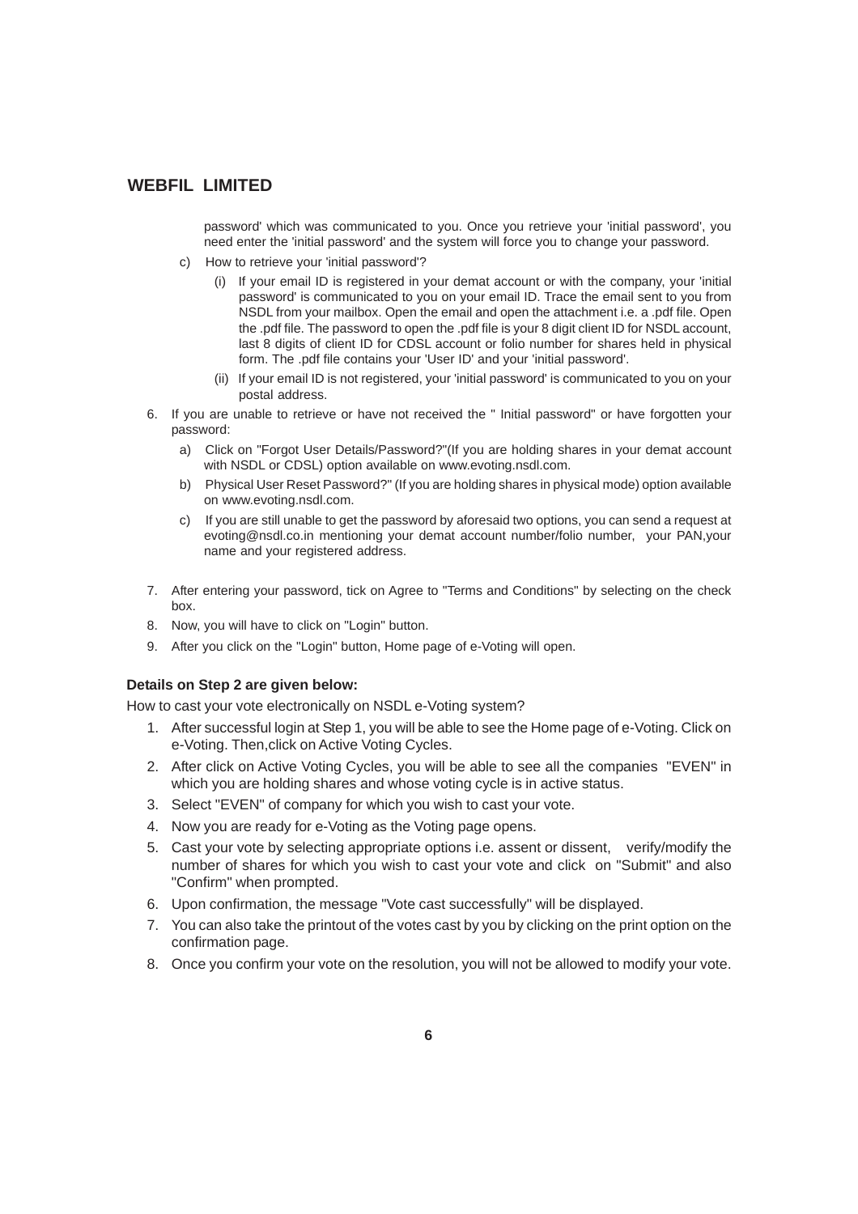password' which was communicated to you. Once you retrieve your 'initial password', you need enter the 'initial password' and the system will force you to change your password.

c) How to retrieve your 'initial password'?

(i) If your email ID is registered in your demat account or with the company, your 'initial password' is communicated to you on your email ID. Trace the email sent to you from NSDL from your mailbox. Open the email and open the attachment i.e. a .pdf file. Open the .pdf file. The password to open the .pdf file is your 8 digit client ID for NSDL account, last 8 digits of client ID for CDSL account or folio number for shares held in physical form. The .pdf file contains your 'User ID' and your 'initial password'.

(ii) If your email ID is not registered, your 'initial password' is communicated to you on your postal address.

6. If you are unable to retrieve or have not received the " Initial password" or have forgotten your password:

   a) Click on "Forgot User Details/Password?"(If you are holding shares in your demat account with NSDL or CDSL) option available on www.evoting.nsdl.com.

   b) Physical User Reset Password?" (If you are holding shares in physical mode) option available on www.evoting.nsdl.com.

   c) If you are still unable to get the password by aforesaid two options, you can send a request at evoting@nsdl.co.in mentioning your demat account number/folio number, your PAN,your name and your registered address.

7. After entering your password, tick on Agree to "Terms and Conditions" by selecting on the check box.

8. Now, you will have to click on "Login" button.

9. After you click on the "Login" button, Home page of e-Voting will open.

**Details on Step 2 are given below:**

How to cast your vote electronically on NSDL e-Voting system?

1. After successful login at Step 1, you will be able to see the Home page of e-Voting. Click on e-Voting. Then,click on Active Voting Cycles.

2. After click on Active Voting Cycles, you will be able to see all the companies "EVEN" in which you are holding shares and whose voting cycle is in active status.

3. Select "EVEN" of company for which you wish to cast your vote.

4. Now you are ready for e-Voting as the Voting page opens.

5. Cast your vote by selecting appropriate options i.e. assent or dissent, verify/modify the number of shares for which you wish to cast your vote and click on "Submit" and also "Confirm" when prompted.

6. Upon confirmation, the message "Vote cast successfully" will be displayed.

7. You can also take the printout of the votes cast by you by clicking on the print option on the confirmation page.

8. Once you confirm your vote on the resolution, you will not be allowed to modify your vote.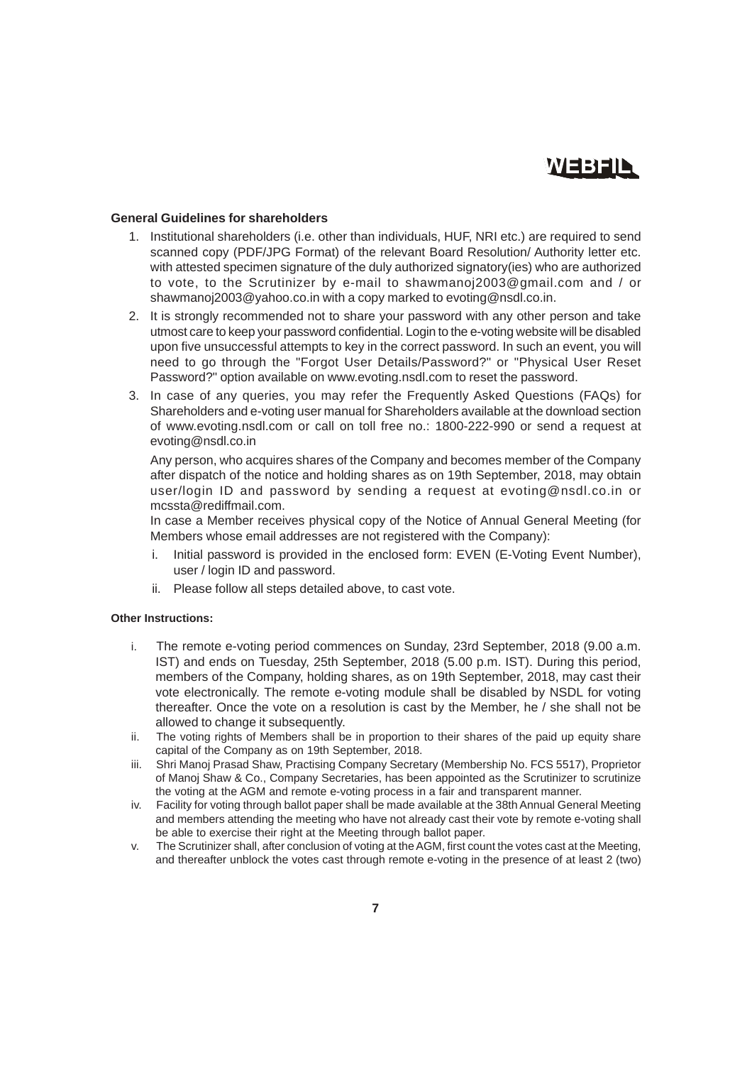#### General Guidelines for shareholders

1. Institutional shareholders (i.e. other than individuals, HUF, NRI etc.) are required to send scanned copy (PDF/JPG Format) of the relevant Board Resolution/ Authority letter etc. with attested specimen signature of the duly authorized signatory(ies) who are authorized to vote, to the Scrutinizer by e-mail to shawmanoj2003@gmail.com and / or shawmanoj2003@yahoo.co.in with a copy marked to evoting@nsdl.co.in.
2. It is strongly recommended not to share your password with any other person and take utmost care to keep your password confidential. Login to the e-voting website will be disabled upon five unsuccessful attempts to key in the correct password. In such an event, you will need to go through the "Forgot User Details/Password?" or "Physical User Reset Password?" option available on www.evoting.nsdl.com to reset the password.
3. In case of any queries, you may refer the Frequently Asked Questions (FAQs) for Shareholders and e-voting user manual for Shareholders available at the download section of www.evoting.nsdl.com or call on toll free no.: 1800-222-990 or send a request at evoting@nsdl.co.in

   Any person, who acquires shares of the Company and becomes member of the Company after dispatch of the notice and holding shares as on 19th September, 2018, may obtain user/login ID and password by sending a request at evoting@nsdl.co.in or mcssta@rediffmail.com.

   In case a Member receives physical copy of the Notice of Annual General Meeting (for Members whose email addresses are not registered with the Company):

   i. Initial password is provided in the enclosed form: EVEN (E-Voting Event Number), user / login ID and password.

   ii. Please follow all steps detailed above, to cast vote.

#### Other Instructions:

i. The remote e-voting period commences on Sunday, 23rd September, 2018 (9.00 a.m. IST) and ends on Tuesday, 25th September, 2018 (5.00 p.m. IST). During this period, members of the Company, holding shares, as on 19th September, 2018, may cast their vote electronically. The remote e-voting module shall be disabled by NSDL for voting thereafter. Once the vote on a resolution is cast by the Member, he / she shall not be allowed to change it subsequently.

ii. The voting rights of Members shall be in proportion to their shares of the paid up equity share capital of the Company as on 19th September, 2018.

iii. Shri Manoj Prasad Shaw, Practising Company Secretary (Membership No. FCS 5517), Proprietor of Manoj Shaw & Co., Company Secretaries, has been appointed as the Scrutinizer to scrutinize the voting at the AGM and remote e-voting process in a fair and transparent manner.

iv. Facility for voting through ballot paper shall be made available at the 38th Annual General Meeting and members attending the meeting who have not already cast their vote by remote e-voting shall be able to exercise their right at the Meeting through ballot paper.

v. The Scrutinizer shall, after conclusion of voting at the AGM, first count the votes cast at the Meeting, and thereafter unblock the votes cast through remote e-voting in the presence of at least 2 (two)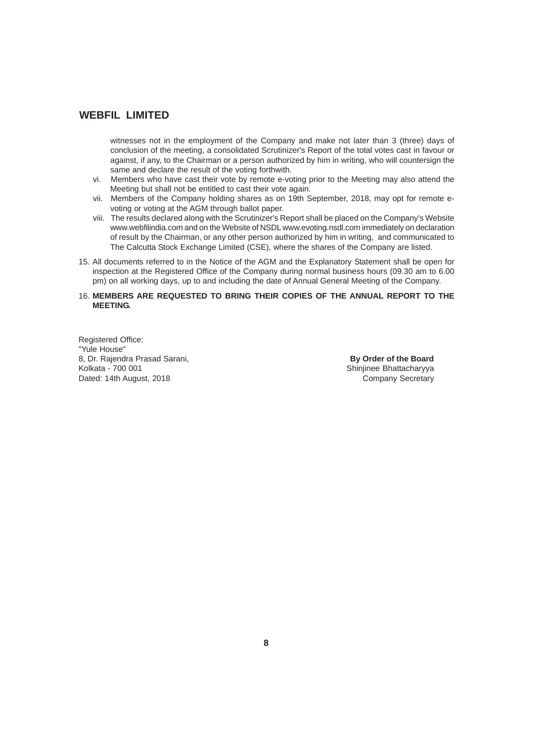witnesses not in the employment of the Company and make not later than 3 (three) days of conclusion of the meeting, a consolidated Scrutinizer's Report of the total votes cast in favour or against, if any, to the Chairman or a person authorized by him in writing, who will countersign the same and declare the result of the voting forthwith.

vi. Members who have cast their vote by remote e-voting prior to the Meeting may also attend the Meeting but shall not be entitled to cast their vote again.

vii. Members of the Company holding shares as on 19th September, 2018, may opt for remote e-voting or voting at the AGM through ballot paper.

viii. The results declared along with the Scrutinizer's Report shall be placed on the Company's Website www.webfilindia.com and on the Website of NSDL www.evoting.nsdl.com immediately on declaration of result by the Chairman, or any other person authorized by him in writing, and communicated to The Calcutta Stock Exchange Limited (CSE), where the shares of the Company are listed.

15. All documents referred to in the Notice of the AGM and the Explanatory Statement shall be open for inspection at the Registered Office of the Company during normal business hours (09.30 am to 6.00 pm) on all working days, up to and including the date of Annual General Meeting of the Company.

16. **MEMBERS ARE REQUESTED TO BRING THEIR COPIES OF THE ANNUAL REPORT TO THE MEETING.**

Registered Office:
"Yule House"
8, Dr. Rajendra Prasad Sarani,
Kolkata - 700 001
Dated: 14th August, 2018

**By Order of the Board**
Shinjinee Bhattacharyya
Company Secretary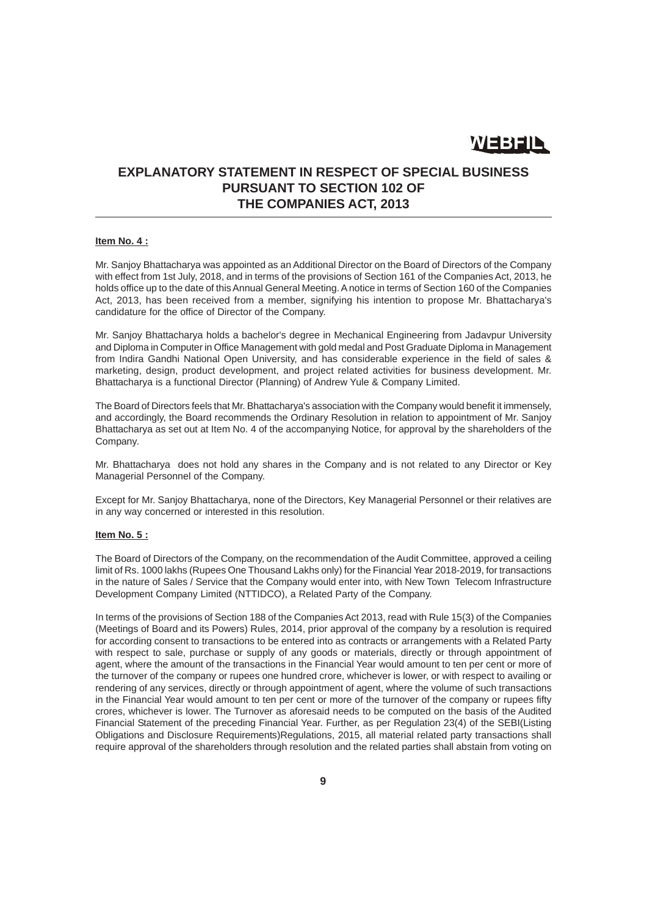## EXPLANATORY STATEMENT IN RESPECT OF SPECIAL BUSINESS PURSUANT TO SECTION 102 OF THE COMPANIES ACT, 2013

**Item No. 4 :**

Mr. Sanjoy Bhattacharya was appointed as an Additional Director on the Board of Directors of the Company with effect from 1st July, 2018, and in terms of the provisions of Section 161 of the Companies Act, 2013, he holds office up to the date of this Annual General Meeting. A notice in terms of Section 160 of the Companies Act, 2013, has been received from a member, signifying his intention to propose Mr. Bhattacharya's candidature for the office of Director of the Company.

Mr. Sanjoy Bhattacharya holds a bachelor's degree in Mechanical Engineering from Jadavpur University and Diploma in Computer in Office Management with gold medal and Post Graduate Diploma in Management from Indira Gandhi National Open University, and has considerable experience in the field of sales & marketing, design, product development, and project related activities for business development. Mr. Bhattacharya is a functional Director (Planning) of Andrew Yule & Company Limited.

The Board of Directors feels that Mr. Bhattacharya's association with the Company would benefit it immensely, and accordingly, the Board recommends the Ordinary Resolution in relation to appointment of Mr. Sanjoy Bhattacharya as set out at Item No. 4 of the accompanying Notice, for approval by the shareholders of the Company.

Mr. Bhattacharya does not hold any shares in the Company and is not related to any Director or Key Managerial Personnel of the Company.

Except for Mr. Sanjoy Bhattacharya, none of the Directors, Key Managerial Personnel or their relatives are in any way concerned or interested in this resolution.

**Item No. 5 :**

The Board of Directors of the Company, on the recommendation of the Audit Committee, approved a ceiling limit of Rs. 1000 lakhs (Rupees One Thousand Lakhs only) for the Financial Year 2018-2019, for transactions in the nature of Sales / Service that the Company would enter into, with New Town Telecom Infrastructure Development Company Limited (NTTIDCO), a Related Party of the Company.

In terms of the provisions of Section 188 of the Companies Act 2013, read with Rule 15(3) of the Companies (Meetings of Board and its Powers) Rules, 2014, prior approval of the company by a resolution is required for according consent to transactions to be entered into as contracts or arrangements with a Related Party with respect to sale, purchase or supply of any goods or materials, directly or through appointment of agent, where the amount of the transactions in the Financial Year would amount to ten per cent or more of the turnover of the company or rupees one hundred crore, whichever is lower, or with respect to availing or rendering of any services, directly or through appointment of agent, where the volume of such transactions in the Financial Year would amount to ten per cent or more of the turnover of the company or rupees fifty crores, whichever is lower. The Turnover as aforesaid needs to be computed on the basis of the Audited Financial Statement of the preceding Financial Year. Further, as per Regulation 23(4) of the SEBI(Listing Obligations and Disclosure Requirements)Regulations, 2015, all material related party transactions shall require approval of the shareholders through resolution and the related parties shall abstain from voting on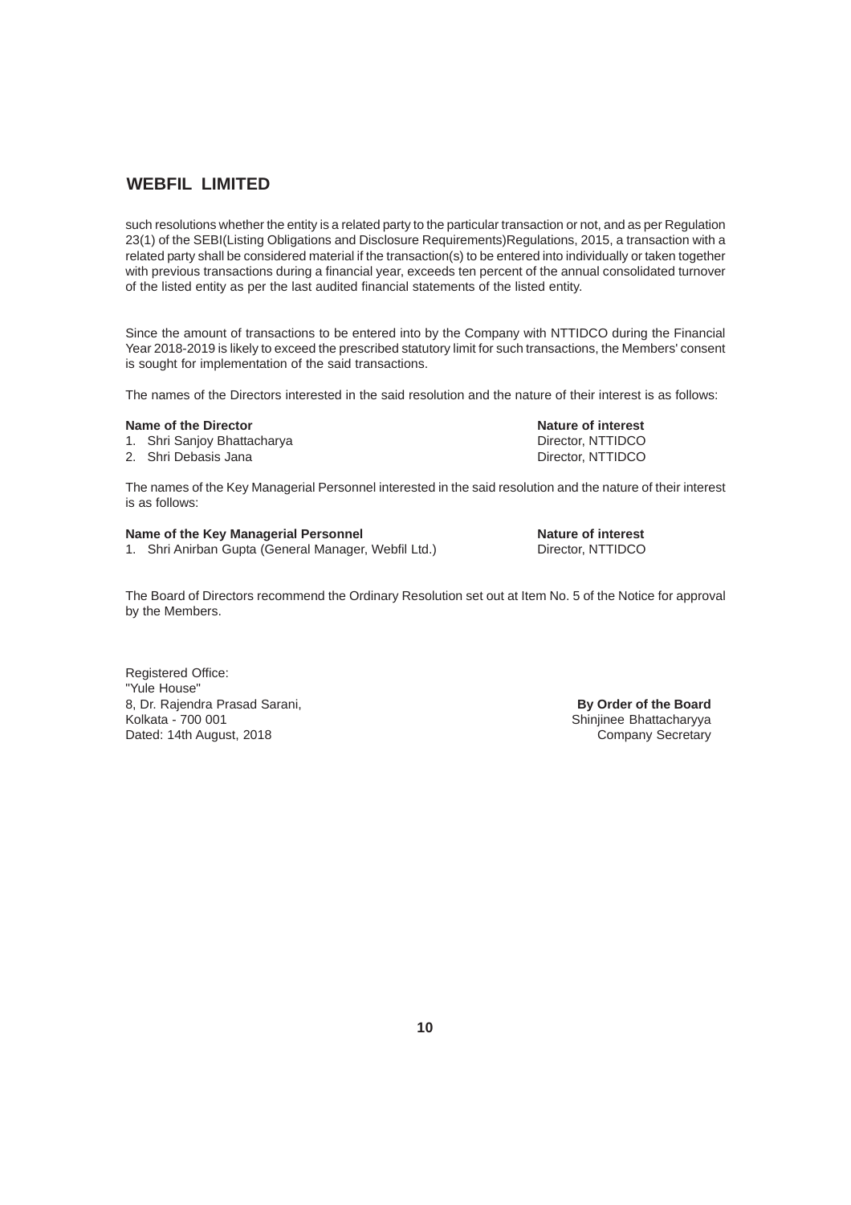such resolutions whether the entity is a related party to the particular transaction or not, and as per Regulation 23(1) of the SEBI(Listing Obligations and Disclosure Requirements)Regulations, 2015, a transaction with a related party shall be considered material if the transaction(s) to be entered into individually or taken together with previous transactions during a financial year, exceeds ten percent of the annual consolidated turnover of the listed entity as per the last audited financial statements of the listed entity.

Since the amount of transactions to be entered into by the Company with NTTIDCO during the Financial Year 2018-2019 is likely to exceed the prescribed statutory limit for such transactions, the Members' consent is sought for implementation of the said transactions.

The names of the Directors interested in the said resolution and the nature of their interest is as follows:

| Name of the Director | Nature of interest |
|---|---|
| 1. Shri Sanjoy Bhattacharya | Director, NTTIDCO |
| 2. Shri Debasis Jana | Director, NTTIDCO |

The names of the Key Managerial Personnel interested in the said resolution and the nature of their interest is as follows:

| Name of the Key Managerial Personnel | Nature of interest |
|---|---|
| 1. Shri Anirban Gupta (General Manager, Webfil Ltd.) | Director, NTTIDCO |

The Board of Directors recommend the Ordinary Resolution set out at Item No. 5 of the Notice for approval by the Members.

Registered Office:
"Yule House"
8, Dr. Rajendra Prasad Sarani,
Kolkata - 700 001
Dated: 14th August, 2018

**By Order of the Board**
Shinjinee Bhattacharyya
Company Secretary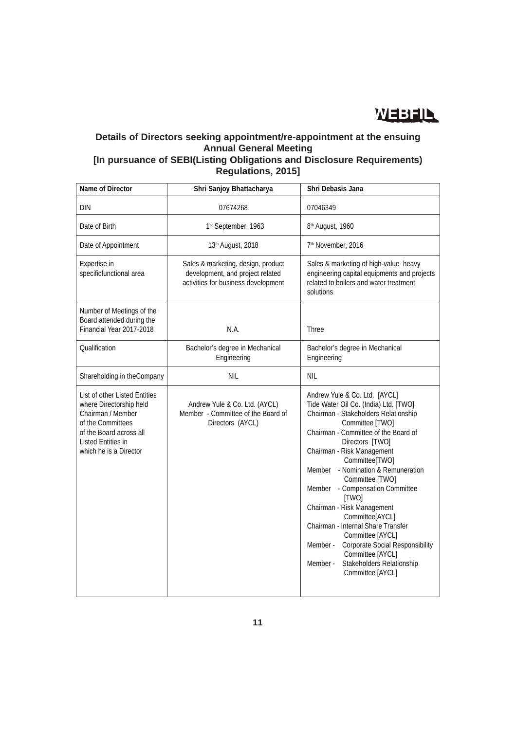## Details of Directors seeking appointment/re-appointment at the ensuing Annual General Meeting [In pursuance of SEBI(Listing Obligations and Disclosure Requirements) Regulations, 2015]

| Name of Director | Shri Sanjoy Bhattacharya | Shri Debasis Jana |
|---|---|---|
| DIN | 07674268 | 07046349 |
| Date of Birth | 1st September, 1963 | 8th August, 1960 |
| Date of Appointment | 13th August, 2018 | 7th November, 2016 |
| Expertise in specificfunctional area | Sales & marketing, design, product development, and project related activities for business development | Sales & marketing of high-value heavy engineering capital equipments and projects related to boilers and water treatment solutions |
| Number of Meetings of the Board attended during the Financial Year 2017-2018 | N.A. | Three |
| Qualification | Bachelor's degree in Mechanical Engineering | Bachelor's degree in Mechanical Engineering |
| Shareholding in theCompany | NIL | NIL |
| List of other Listed Entities where Directorship held Chairman / Member of the Committees of the Board across all Listed Entities in which he is a Director | Andrew Yule & Co. Ltd. (AYCL)<br>Member - Committee of the Board of Directors (AYCL) | Andrew Yule & Co. Ltd. [AYCL]<br>Tide Water Oil Co. (India) Ltd. [TWO]<br>Chairman - Stakeholders Relationship Committee [TWO]<br>Chairman - Committee of the Board of Directors [TWO]<br>Chairman - Risk Management Committee[TWO]<br>Member - Nomination & Remuneration Committee [TWO]<br>Member - Compensation Committee [TWO]<br>Chairman - Risk Management Committee[AYCL]<br>Chairman - Internal Share Transfer Committee [AYCL]<br>Member - Corporate Social Responsibility Committee [AYCL]<br>Member - Stakeholders Relationship Committee [AYCL] |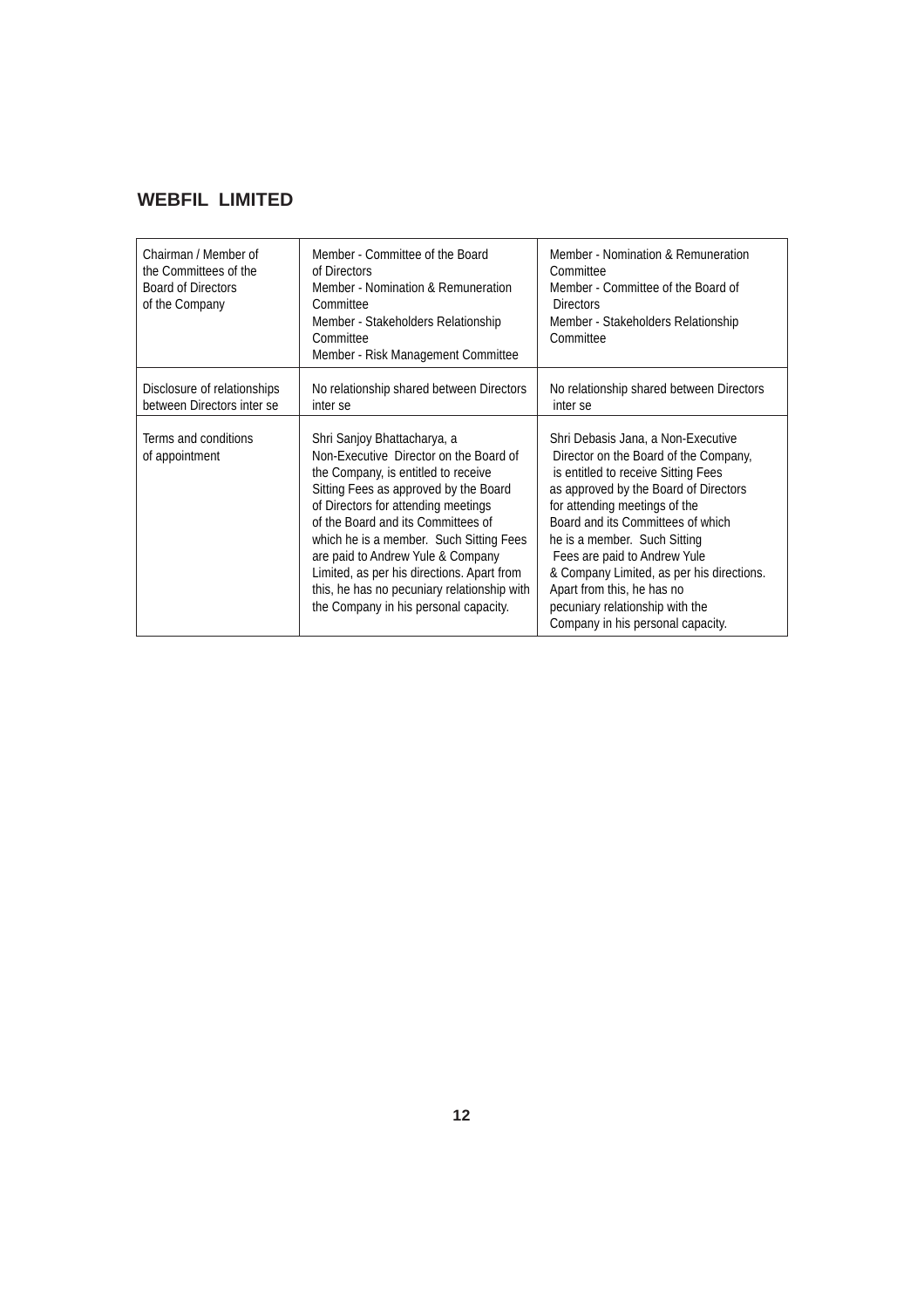## WEBFIL LIMITED

| Chairman / Member of the Committees of the Board of Directors of the Company | Member - Committee of the Board of Directors<br>Member - Nomination & Remuneration Committee<br>Member - Stakeholders Relationship Committee<br>Member - Risk Management Committee | Member - Nomination & Remuneration Committee<br>Member - Committee of the Board of Directors<br>Member - Stakeholders Relationship Committee |
|---|---|---|
| Disclosure of relationships between Directors inter se | No relationship shared between Directors inter se | No relationship shared between Directors inter se |
| Terms and conditions of appointment | Shri Sanjoy Bhattacharya, a Non-Executive Director on the Board of the Company, is entitled to receive Sitting Fees as approved by the Board of Directors for attending meetings of the Board and its Committees of which he is a member. Such Sitting Fees are paid to Andrew Yule & Company Limited, as per his directions. Apart from this, he has no pecuniary relationship with the Company in his personal capacity. | Shri Debasis Jana, a Non-Executive Director on the Board of the Company, is entitled to receive Sitting Fees as approved by the Board of Directors for attending meetings of the Board and its Committees of which he is a member. Such Sitting Fees are paid to Andrew Yule & Company Limited, as per his directions. Apart from this, he has no pecuniary relationship with the Company in his personal capacity. |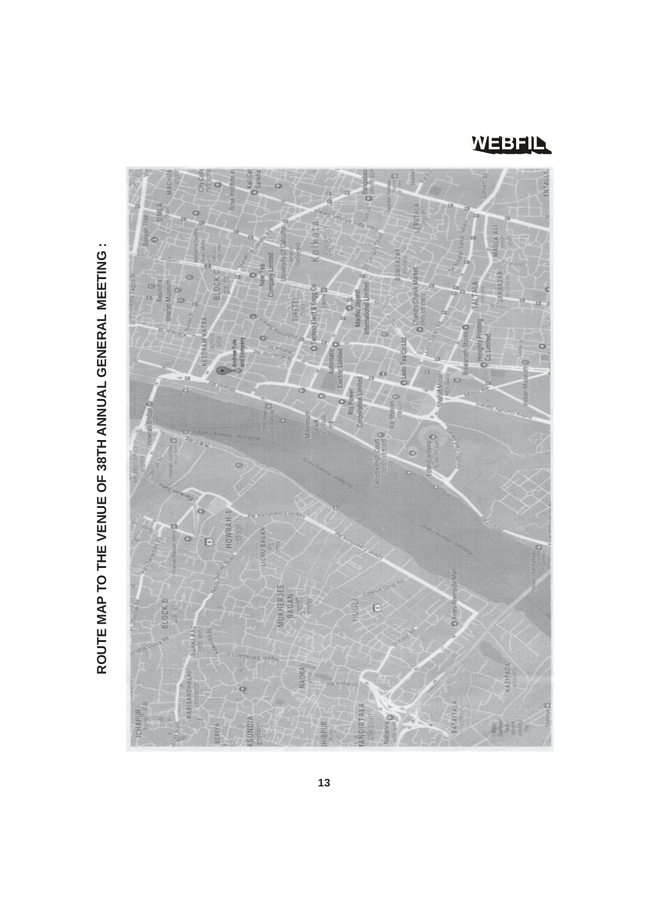WEBFIL

# ROUTE MAP TO THE VENUE OF 38TH ANNUAL GENERAL MEETING :